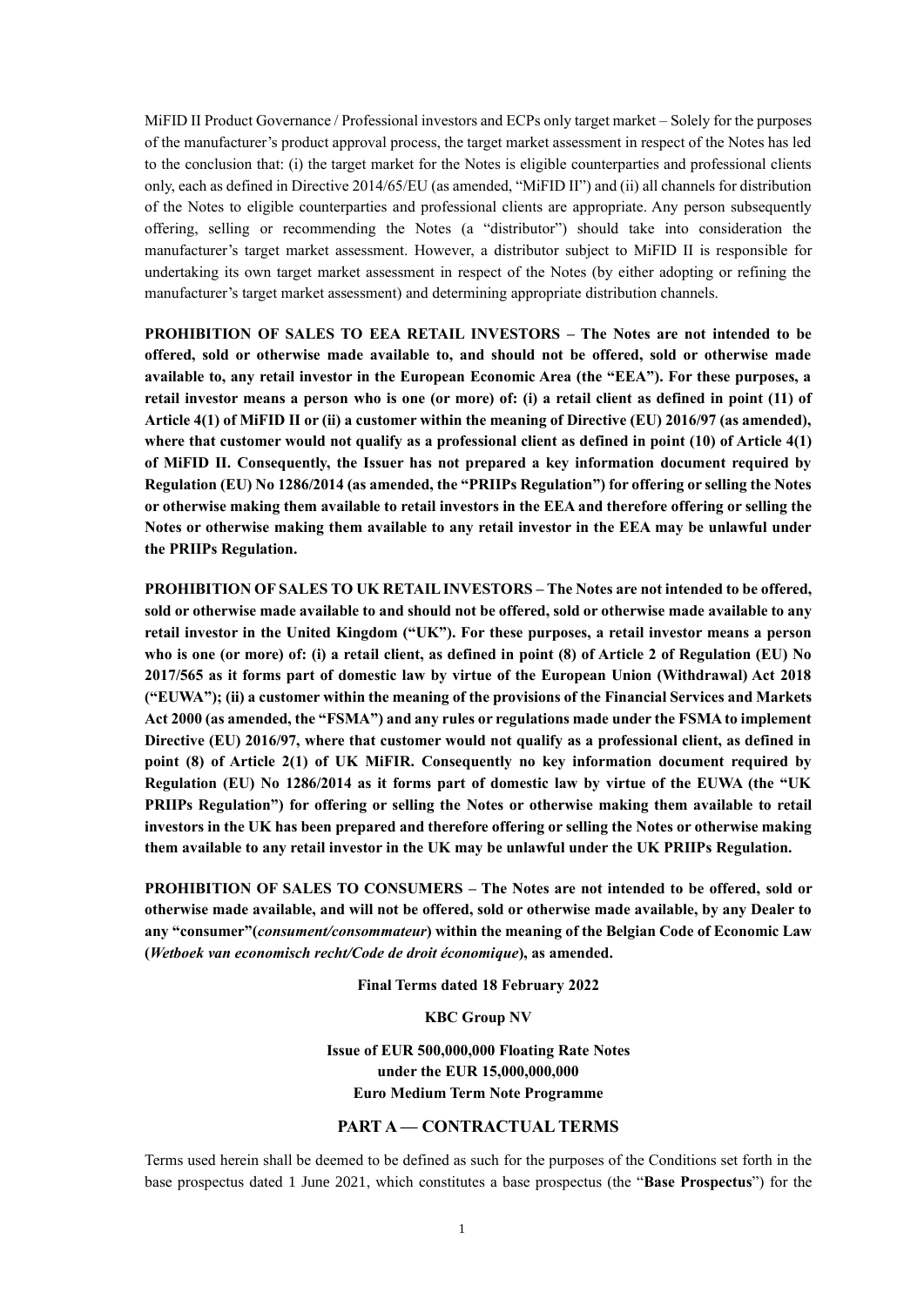MiFID II Product Governance / Professional investors and ECPs only target market – Solely for the purposes of the manufacturer's product approval process, the target market assessment in respect of the Notes has led to the conclusion that: (i) the target market for the Notes is eligible counterparties and professional clients only, each as defined in Directive 2014/65/EU (as amended, "MiFID II") and (ii) all channels for distribution of the Notes to eligible counterparties and professional clients are appropriate. Any person subsequently offering, selling or recommending the Notes (a "distributor") should take into consideration the manufacturer's target market assessment. However, a distributor subject to MiFID II is responsible for undertaking its own target market assessment in respect of the Notes (by either adopting or refining the manufacturer's target market assessment) and determining appropriate distribution channels.

**PROHIBITION OF SALES TO EEA RETAIL INVESTORS – The Notes are not intended to be offered, sold or otherwise made available to, and should not be offered, sold or otherwise made available to, any retail investor in the European Economic Area (the "EEA"). For these purposes, a retail investor means a person who is one (or more) of: (i) a retail client as defined in point (11) of Article 4(1) of MiFID II or (ii) a customer within the meaning of Directive (EU) 2016/97 (as amended), where that customer would not qualify as a professional client as defined in point (10) of Article 4(1) of MiFID II. Consequently, the Issuer has not prepared a key information document required by Regulation (EU) No 1286/2014 (as amended, the "PRIIPs Regulation") for offering or selling the Notes or otherwise making them available to retail investors in the EEA and therefore offering or selling the Notes or otherwise making them available to any retail investor in the EEA may be unlawful under the PRIIPs Regulation.**

**PROHIBITION OF SALES TO UK RETAIL INVESTORS – The Notes are not intended to be offered, sold or otherwise made available to and should not be offered, sold or otherwise made available to any retail investor in the United Kingdom ("UK"). For these purposes, a retail investor means a person who is one (or more) of: (i) a retail client, as defined in point (8) of Article 2 of Regulation (EU) No 2017/565 as it forms part of domestic law by virtue of the European Union (Withdrawal) Act 2018 ("EUWA"); (ii) a customer within the meaning of the provisions of the Financial Services and Markets Act 2000 (as amended, the "FSMA") and any rules or regulations made under the FSMA to implement Directive (EU) 2016/97, where that customer would not qualify as a professional client, as defined in point (8) of Article 2(1) of UK MiFIR. Consequently no key information document required by Regulation (EU) No 1286/2014 as it forms part of domestic law by virtue of the EUWA (the "UK PRIIPs Regulation") for offering or selling the Notes or otherwise making them available to retail investors in the UK has been prepared and therefore offering or selling the Notes or otherwise making them available to any retail investor in the UK may be unlawful under the UK PRIIPs Regulation.**

**PROHIBITION OF SALES TO CONSUMERS – The Notes are not intended to be offered, sold or otherwise made available, and will not be offered, sold or otherwise made available, by any Dealer to any "consumer"(*consument/consommateur*) within the meaning of the Belgian Code of Economic Law (*Wetboek van economisch recht/Code de droit économique*), as amended.**

**Final Terms dated 18 February 2022**

**KBC Group NV**

**Issue of EUR 500,000,000 Floating Rate Notes**
**under the EUR 15,000,000,000**
**Euro Medium Term Note Programme**

## PART A — CONTRACTUAL TERMS

Terms used herein shall be deemed to be defined as such for the purposes of the Conditions set forth in the base prospectus dated 1 June 2021, which constitutes a base prospectus (the "**Base Prospectus**") for the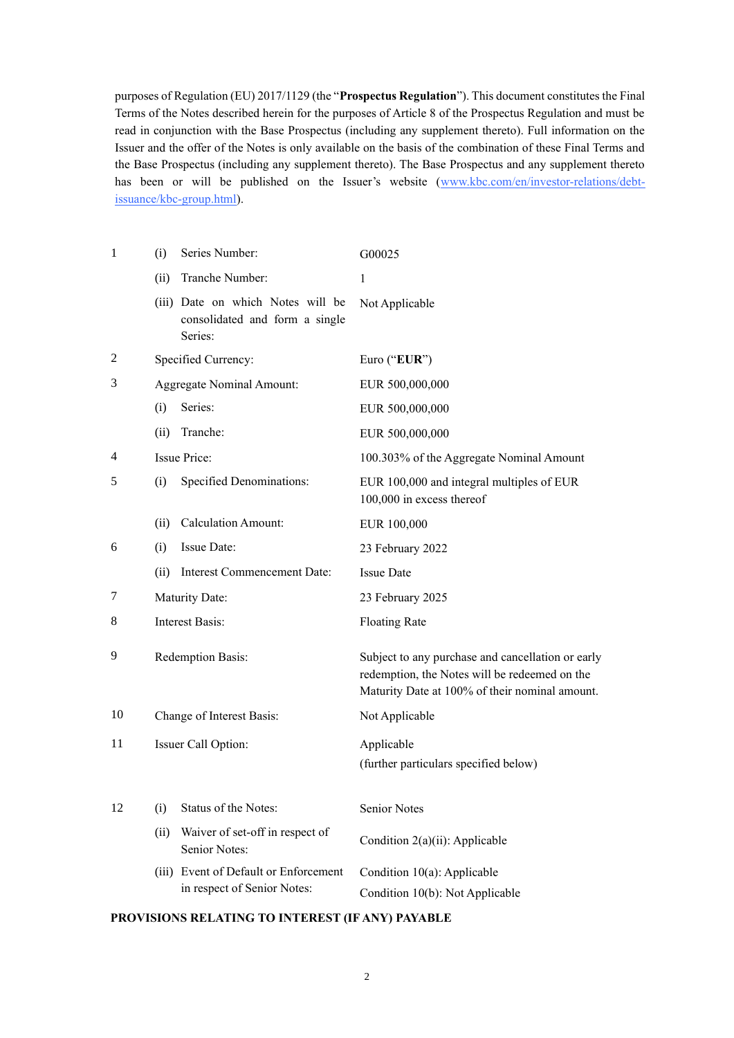purposes of Regulation (EU) 2017/1129 (the "**Prospectus Regulation**"). This document constitutes the Final Terms of the Notes described herein for the purposes of Article 8 of the Prospectus Regulation and must be read in conjunction with the Base Prospectus (including any supplement thereto). Full information on the Issuer and the offer of the Notes is only available on the basis of the combination of these Final Terms and the Base Prospectus (including any supplement thereto). The Base Prospectus and any supplement thereto has been or will be published on the Issuer's website (www.kbc.com/en/investor-relations/debt-issuance/kbc-group.html).

| | | | |
|---|---|---|---|
| 1 | (i) | Series Number: | G00025 |
| | (ii) | Tranche Number: | 1 |
| | (iii) | Date on which Notes will be consolidated and form a single Series: | Not Applicable |
| 2 | | Specified Currency: | Euro ("**EUR**") |
| 3 | | Aggregate Nominal Amount: | EUR 500,000,000 |
| | (i) | Series: | EUR 500,000,000 |
| | (ii) | Tranche: | EUR 500,000,000 |
| 4 | | Issue Price: | 100.303% of the Aggregate Nominal Amount |
| 5 | (i) | Specified Denominations: | EUR 100,000 and integral multiples of EUR 100,000 in excess thereof |
| | (ii) | Calculation Amount: | EUR 100,000 |
| 6 | (i) | Issue Date: | 23 February 2022 |
| | (ii) | Interest Commencement Date: | Issue Date |
| 7 | | Maturity Date: | 23 February 2025 |
| 8 | | Interest Basis: | Floating Rate |
| 9 | | Redemption Basis: | Subject to any purchase and cancellation or early redemption, the Notes will be redeemed on the Maturity Date at 100% of their nominal amount. |
| 10 | | Change of Interest Basis: | Not Applicable |
| 11 | | Issuer Call Option: | Applicable<br>(further particulars specified below) |
| 12 | (i) | Status of the Notes: | Senior Notes |
| | (ii) | Waiver of set-off in respect of Senior Notes: | Condition 2(a)(ii): Applicable |
| | (iii) | Event of Default or Enforcement in respect of Senior Notes: | Condition 10(a): Applicable<br>Condition 10(b): Not Applicable |

**PROVISIONS RELATING TO INTEREST (IF ANY) PAYABLE**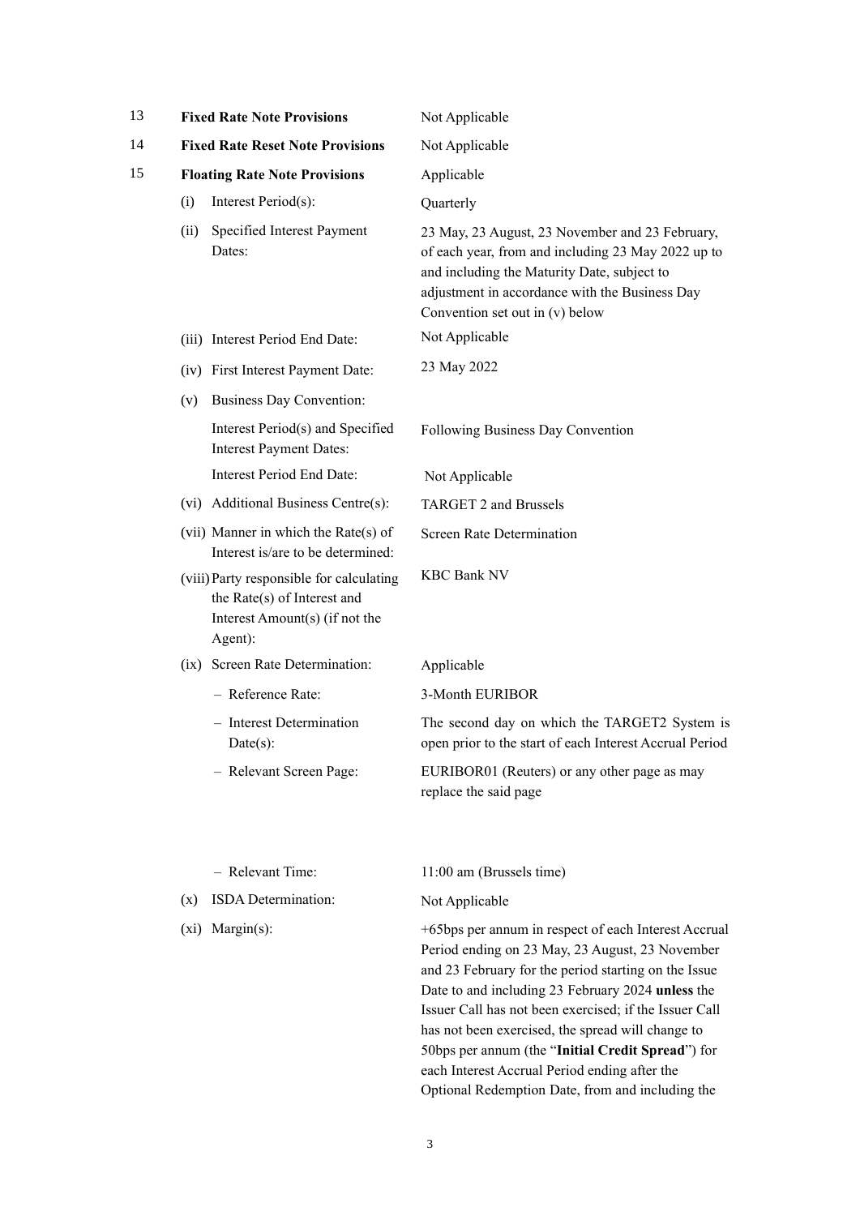| | | |
|---|---|---|
| 13 | **Fixed Rate Note Provisions** | Not Applicable |
| 14 | **Fixed Rate Reset Note Provisions** | Not Applicable |
| 15 | **Floating Rate Note Provisions** | Applicable |
| | (i) Interest Period(s): | Quarterly |
| | (ii) Specified Interest Payment Dates: | 23 May, 23 August, 23 November and 23 February, of each year, from and including 23 May 2022 up to and including the Maturity Date, subject to adjustment in accordance with the Business Day Convention set out in (v) below |
| | (iii) Interest Period End Date: | Not Applicable |
| | (iv) First Interest Payment Date: | 23 May 2022 |
| | (v) Business Day Convention: | |
| | Interest Period(s) and Specified Interest Payment Dates: | Following Business Day Convention |
| | Interest Period End Date: | Not Applicable |
| | (vi) Additional Business Centre(s): | TARGET 2 and Brussels |
| | (vii) Manner in which the Rate(s) of Interest is/are to be determined: | Screen Rate Determination |
| | (viii) Party responsible for calculating the Rate(s) of Interest and Interest Amount(s) (if not the Agent): | KBC Bank NV |
| | (ix) Screen Rate Determination: | Applicable |
| | – Reference Rate: | 3-Month EURIBOR |
| | – Interest Determination Date(s): | The second day on which the TARGET2 System is open prior to the start of each Interest Accrual Period |
| | – Relevant Screen Page: | EURIBOR01 (Reuters) or any other page as may replace the said page |
| | – Relevant Time: | 11:00 am (Brussels time) |
| | (x) ISDA Determination: | Not Applicable |
| | (xi) Margin(s): | +65bps per annum in respect of each Interest Accrual Period ending on 23 May, 23 August, 23 November and 23 February for the period starting on the Issue Date to and including 23 February 2024 **unless** the Issuer Call has not been exercised; if the Issuer Call has not been exercised, the spread will change to 50bps per annum (the "**Initial Credit Spread**") for each Interest Accrual Period ending after the Optional Redemption Date, from and including the |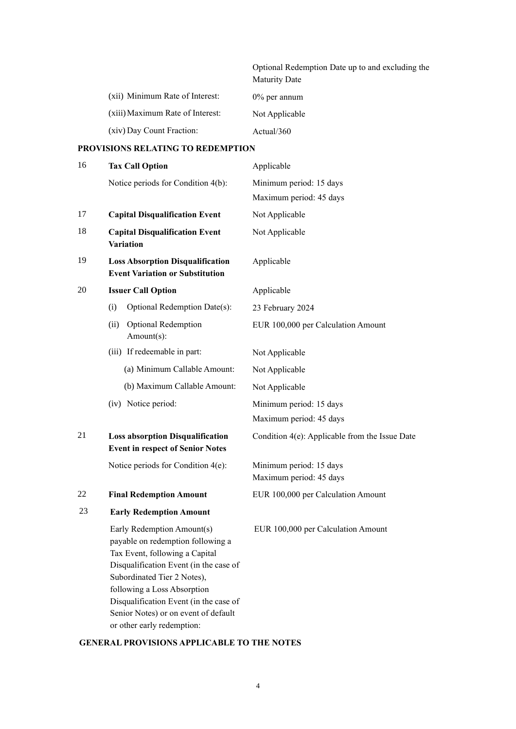| | | |
|---|---|---|
| | | Optional Redemption Date up to and excluding the Maturity Date |
| | (xii) Minimum Rate of Interest: | 0% per annum |
| | (xiii) Maximum Rate of Interest: | Not Applicable |
| | (xiv) Day Count Fraction: | Actual/360 |

**PROVISIONS RELATING TO REDEMPTION**

| | | |
|---|---|---|
| 16 | **Tax Call Option** | Applicable |
| | Notice periods for Condition 4(b): | Minimum period: 15 days<br>Maximum period: 45 days |
| 17 | **Capital Disqualification Event** | Not Applicable |
| 18 | **Capital Disqualification Event Variation** | Not Applicable |
| 19 | **Loss Absorption Disqualification Event Variation or Substitution** | Applicable |
| 20 | **Issuer Call Option** | Applicable |
| | (i) Optional Redemption Date(s): | 23 February 2024 |
| | (ii) Optional Redemption Amount(s): | EUR 100,000 per Calculation Amount |
| | (iii) If redeemable in part: | Not Applicable |
| | (a) Minimum Callable Amount: | Not Applicable |
| | (b) Maximum Callable Amount: | Not Applicable |
| | (iv) Notice period: | Minimum period: 15 days<br>Maximum period: 45 days |
| 21 | **Loss absorption Disqualification Event in respect of Senior Notes** | Condition 4(e): Applicable from the Issue Date |
| | Notice periods for Condition 4(e): | Minimum period: 15 days<br>Maximum period: 45 days |
| 22 | **Final Redemption Amount** | EUR 100,000 per Calculation Amount |
| 23 | **Early Redemption Amount** | |
| | Early Redemption Amount(s) payable on redemption following a Tax Event, following a Capital Disqualification Event (in the case of Subordinated Tier 2 Notes), following a Loss Absorption Disqualification Event (in the case of Senior Notes) or on event of default or other early redemption: | EUR 100,000 per Calculation Amount |

**GENERAL PROVISIONS APPLICABLE TO THE NOTES**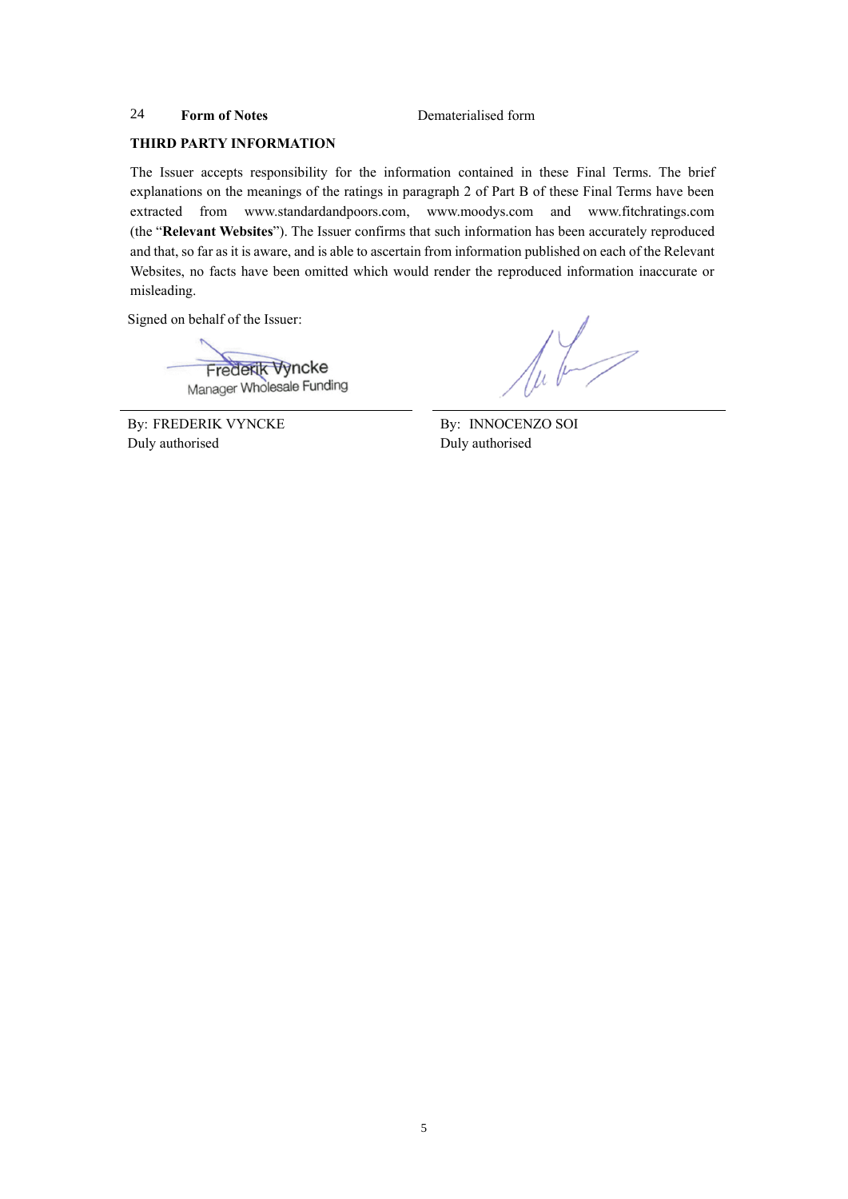| | | |
|---|---|---|
| 24 | **Form of Notes** | Dematerialised form |

**THIRD PARTY INFORMATION**

The Issuer accepts responsibility for the information contained in these Final Terms. The brief explanations on the meanings of the ratings in paragraph 2 of Part B of these Final Terms have been extracted from www.standardandpoors.com, www.moodys.com and www.fitchratings.com (the "**Relevant Websites**"). The Issuer confirms that such information has been accurately reproduced and that, so far as it is aware, and is able to ascertain from information published on each of the Relevant Websites, no facts have been omitted which would render the reproduced information inaccurate or misleading.

Signed on behalf of the Issuer:

Frederik Vyncke
Manager Wholesale Funding

| | |
|---|---|
| By: FREDERIK VYNCKE | By: INNOCENZO SOI |
| Duly authorised | Duly authorised |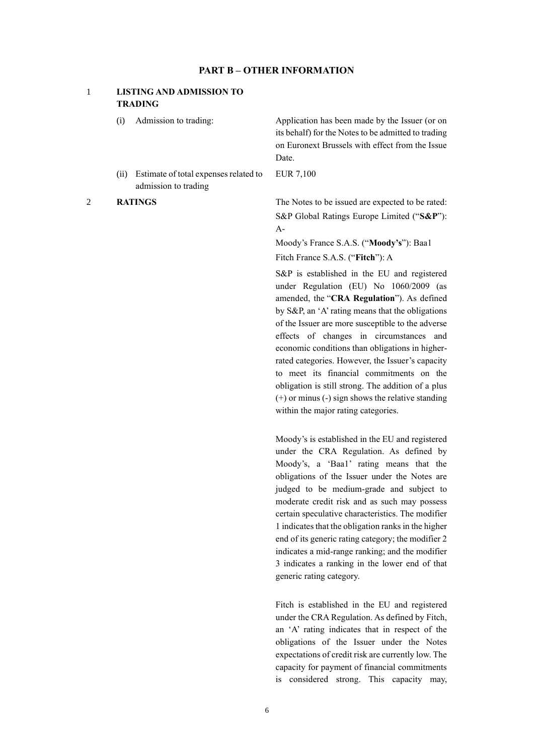## PART B – OTHER INFORMATION

### 1 LISTING AND ADMISSION TO TRADING

| | |
|---|---|
| (i) Admission to trading: | Application has been made by the Issuer (or on its behalf) for the Notes to be admitted to trading on Euronext Brussels with effect from the Issue Date. |
| (ii) Estimate of total expenses related to admission to trading | EUR 7,100 |

### 2 RATINGS

The Notes to be issued are expected to be rated:

S&P Global Ratings Europe Limited ("**S&P**"): A-

Moody's France S.A.S. ("**Moody's**"): Baa1

Fitch France S.A.S. ("**Fitch**"): A

S&P is established in the EU and registered under Regulation (EU) No 1060/2009 (as amended, the "**CRA Regulation**"). As defined by S&P, an 'A' rating means that the obligations of the Issuer are more susceptible to the adverse effects of changes in circumstances and economic conditions than obligations in higher-rated categories. However, the Issuer's capacity to meet its financial commitments on the obligation is still strong. The addition of a plus (+) or minus (-) sign shows the relative standing within the major rating categories.

Moody's is established in the EU and registered under the CRA Regulation. As defined by Moody's, a 'Baa1' rating means that the obligations of the Issuer under the Notes are judged to be medium-grade and subject to moderate credit risk and as such may possess certain speculative characteristics. The modifier 1 indicates that the obligation ranks in the higher end of its generic rating category; the modifier 2 indicates a mid-range ranking; and the modifier 3 indicates a ranking in the lower end of that generic rating category.

Fitch is established in the EU and registered under the CRA Regulation. As defined by Fitch, an 'A' rating indicates that in respect of the obligations of the Issuer under the Notes expectations of credit risk are currently low. The capacity for payment of financial commitments is considered strong. This capacity may,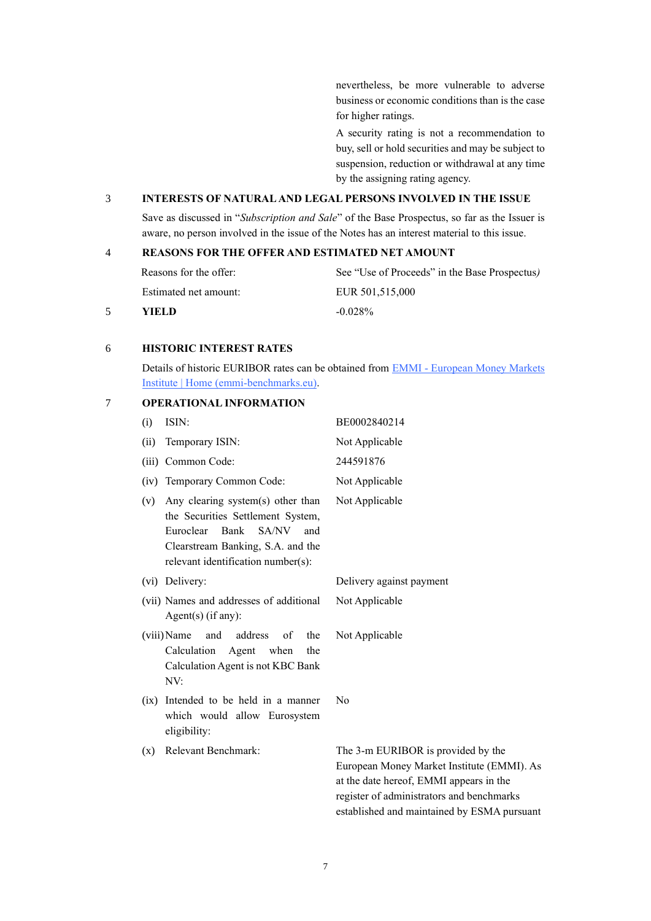nevertheless, be more vulnerable to adverse business or economic conditions than is the case for higher ratings.

A security rating is not a recommendation to buy, sell or hold securities and may be subject to suspension, reduction or withdrawal at any time by the assigning rating agency.

## 3 INTERESTS OF NATURAL AND LEGAL PERSONS INVOLVED IN THE ISSUE

Save as discussed in "*Subscription and Sale*" of the Base Prospectus, so far as the Issuer is aware, no person involved in the issue of the Notes has an interest material to this issue.

## 4 REASONS FOR THE OFFER AND ESTIMATED NET AMOUNT

| | |
|---|---|
| Reasons for the offer: | See "Use of Proceeds" in the Base Prospectus) |
| Estimated net amount: | EUR 501,515,000 |

## 5 YIELD

-0.028%

## 6 HISTORIC INTEREST RATES

Details of historic EURIBOR rates can be obtained from [EMMI - European Money Markets Institute | Home (emmi-benchmarks.eu)](emmi-benchmarks.eu).

## 7 OPERATIONAL INFORMATION

| | |
|---|---|
| (i) ISIN: | BE0002840214 |
| (ii) Temporary ISIN: | Not Applicable |
| (iii) Common Code: | 244591876 |
| (iv) Temporary Common Code: | Not Applicable |
| (v) Any clearing system(s) other than the Securities Settlement System, Euroclear Bank SA/NV and Clearstream Banking, S.A. and the relevant identification number(s): | Not Applicable |
| (vi) Delivery: | Delivery against payment |
| (vii) Names and addresses of additional Agent(s) (if any): | Not Applicable |
| (viii) Name and address of the Calculation Agent when the Calculation Agent is not KBC Bank NV: | Not Applicable |
| (ix) Intended to be held in a manner which would allow Eurosystem eligibility: | No |
| (x) Relevant Benchmark: | The 3-m EURIBOR is provided by the European Money Market Institute (EMMI). As at the date hereof, EMMI appears in the register of administrators and benchmarks established and maintained by ESMA pursuant |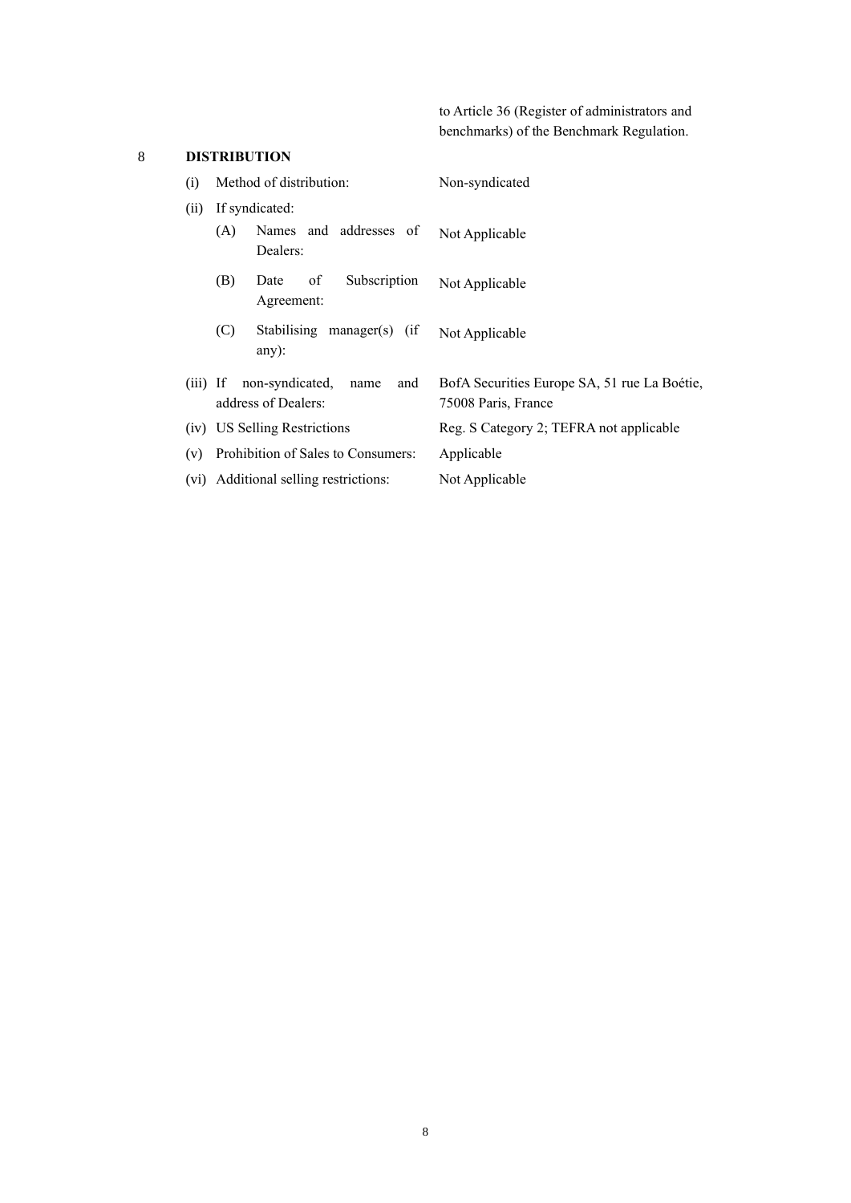to Article 36 (Register of administrators and benchmarks) of the Benchmark Regulation.

## 8 DISTRIBUTION

| | | |
|---|---|---|
| (i) | Method of distribution: | Non-syndicated |
| (ii) | If syndicated: | |
| | (A) Names and addresses of Dealers: | Not Applicable |
| | (B) Date of Subscription Agreement: | Not Applicable |
| | (C) Stabilising manager(s) (if any): | Not Applicable |
| (iii) | If non-syndicated, name and address of Dealers: | BofA Securities Europe SA, 51 rue La Boétie, 75008 Paris, France |
| (iv) | US Selling Restrictions | Reg. S Category 2; TEFRA not applicable |
| (v) | Prohibition of Sales to Consumers: | Applicable |
| (vi) | Additional selling restrictions: | Not Applicable |